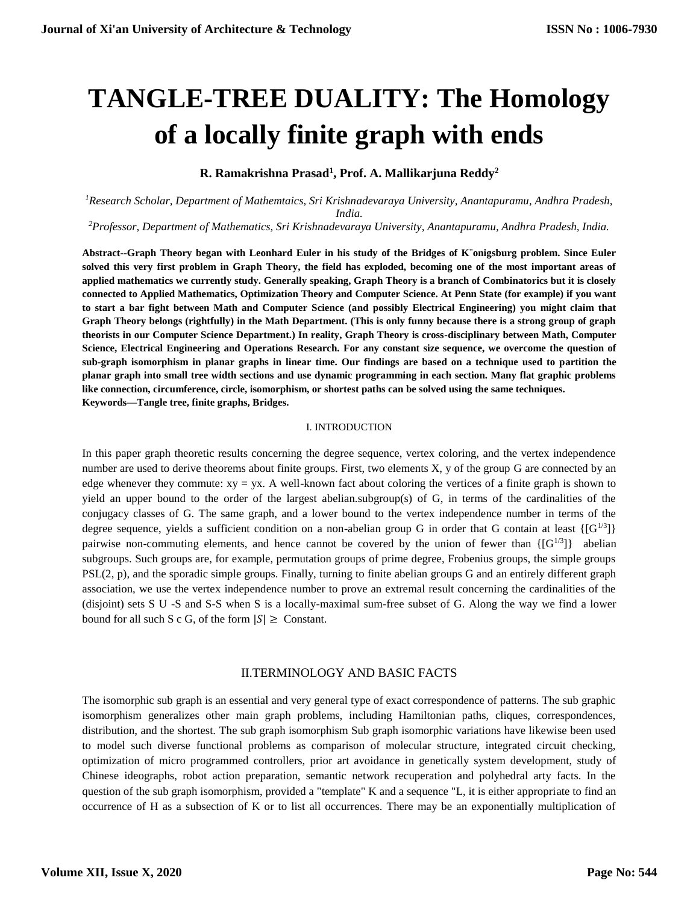# TANGLE-TREE DUALITY: The Homology of a locally finite graph with ends

**R. Ramakrishna Prasad[1], Prof. A. Mallikarjuna Reddy[2]**

*[1]Research Scholar, Department of Mathemtaics, Sri Krishnadevaraya University, Anantapuramu, Andhra Pradesh, India.*

*[2]Professor, Department of Mathematics, Sri Krishnadevaraya University, Anantapuramu, Andhra Pradesh, India.*

**Abstract--Graph Theory began with Leonhard Euler in his study of the Bridges of K¨onigsburg problem. Since Euler solved this very first problem in Graph Theory, the field has exploded, becoming one of the most important areas of applied mathematics we currently study. Generally speaking, Graph Theory is a branch of Combinatorics but it is closely connected to Applied Mathematics, Optimization Theory and Computer Science. At Penn State (for example) if you want to start a bar fight between Math and Computer Science (and possibly Electrical Engineering) you might claim that Graph Theory belongs (rightfully) in the Math Department. (This is only funny because there is a strong group of graph theorists in our Computer Science Department.) In reality, Graph Theory is cross-disciplinary between Math, Computer Science, Electrical Engineering and Operations Research. For any constant size sequence, we overcome the question of sub-graph isomorphism in planar graphs in linear time. Our findings are based on a technique used to partition the planar graph into small tree width sections and use dynamic programming in each section. Many flat graphic problems like connection, circumference, circle, isomorphism, or shortest paths can be solved using the same techniques.**

**Keywords—Tangle tree, finite graphs, Bridges.**

## I. INTRODUCTION

In this paper graph theoretic results concerning the degree sequence, vertex coloring, and the vertex independence number are used to derive theorems about finite groups. First, two elements X, y of the group G are connected by an edge whenever they commute: xy = yx. A well-known fact about coloring the vertices of a finite graph is shown to yield an upper bound to the order of the largest abelian.subgroup(s) of G, in terms of the cardinalities of the conjugacy classes of G. The same graph, and a lower bound to the vertex independence number in terms of the degree sequence, yields a sufficient condition on a non-abelian group G in order that G contain at least $\{[G^{1/3}]\}$ pairwise non-commuting elements, and hence cannot be covered by the union of fewer than $\{[G^{1/3}]\}$ abelian subgroups. Such groups are, for example, permutation groups of prime degree, Frobenius groups, the simple groups PSL(2, p), and the sporadic simple groups. Finally, turning to finite abelian groups G and an entirely different graph association, we use the vertex independence number to prove an extremal result concerning the cardinalities of the (disjoint) sets S U -S and S-S when S is a locally-maximal sum-free subset of G. Along the way we find a lower bound for all such S c G, of the form $|S| \geq$ Constant.

## II.TERMINOLOGY AND BASIC FACTS

The isomorphic sub graph is an essential and very general type of exact correspondence of patterns. The sub graphic isomorphism generalizes other main graph problems, including Hamiltonian paths, cliques, correspondences, distribution, and the shortest. The sub graph isomorphism Sub graph isomorphic variations have likewise been used to model such diverse functional problems as comparison of molecular structure, integrated circuit checking, optimization of micro programmed controllers, prior art avoidance in genetically system development, study of Chinese ideographs, robot action preparation, semantic network recuperation and polyhedral arty facts. In the question of the sub graph isomorphism, provided a "template" K and a sequence "L, it is either appropriate to find an occurrence of H as a subsection of K or to list all occurrences. There may be an exponentially multiplication of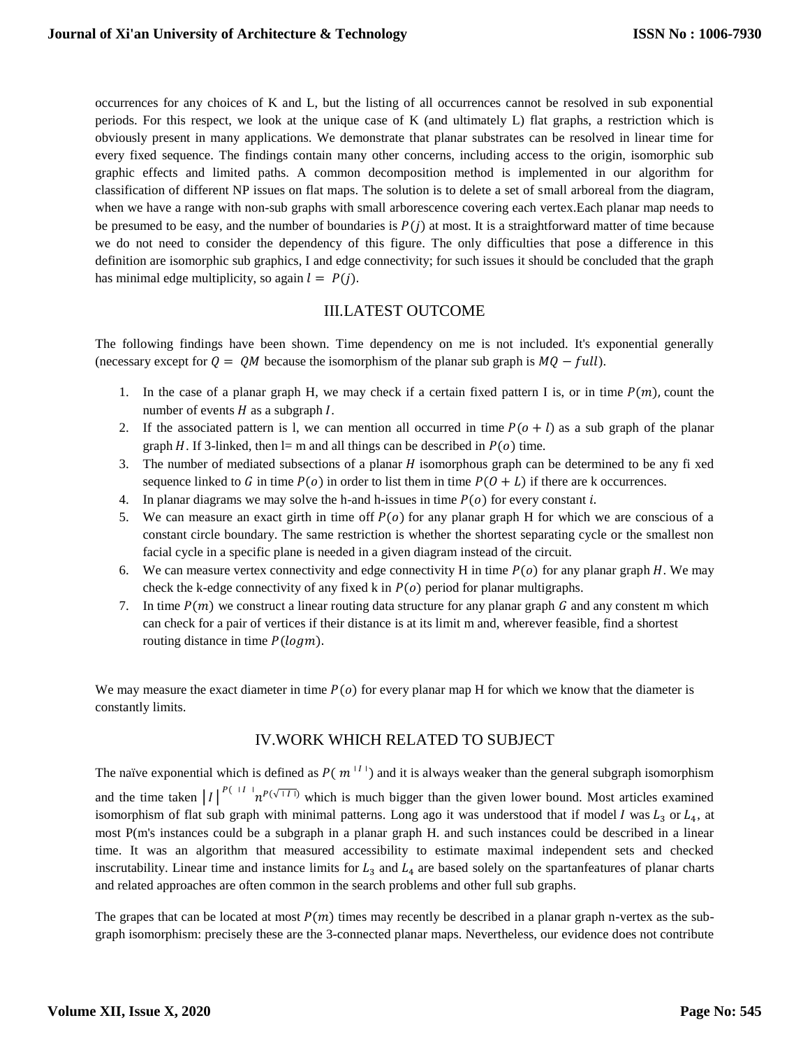occurrences for any choices of K and L, but the listing of all occurrences cannot be resolved in sub exponential periods. For this respect, we look at the unique case of K (and ultimately L) flat graphs, a restriction which is obviously present in many applications. We demonstrate that planar substrates can be resolved in linear time for every fixed sequence. The findings contain many other concerns, including access to the origin, isomorphic sub graphic effects and limited paths. A common decomposition method is implemented in our algorithm for classification of different NP issues on flat maps. The solution is to delete a set of small arboreal from the diagram, when we have a range with non-sub graphs with small arborescence covering each vertex.Each planar map needs to be presumed to be easy, and the number of boundaries is $P(j)$ at most. It is a straightforward matter of time because we do not need to consider the dependency of this figure. The only difficulties that pose a difference in this definition are isomorphic sub graphics, I and edge connectivity; for such issues it should be concluded that the graph has minimal edge multiplicity, so again $l = P(j)$.

## III.LATEST OUTCOME

The following findings have been shown. Time dependency on me is not included. It's exponential generally (necessary except for $Q = QM$ because the isomorphism of the planar sub graph is $MQ - full$).

1. In the case of a planar graph H, we may check if a certain fixed pattern I is, or in time $P(m)$, count the number of events $H$ as a subgraph $I$.
2. If the associated pattern is l, we can mention all occurred in time $P(o + l)$ as a sub graph of the planar graph $H$. If 3-linked, then l= m and all things can be described in $P(o)$ time.
3. The number of mediated subsections of a planar $H$ isomorphous graph can be determined to be any fi xed sequence linked to $G$ in time $P(o)$ in order to list them in time $P(O + L)$ if there are k occurrences.
4. In planar diagrams we may solve the h-and h-issues in time $P(o)$ for every constant $i$.
5. We can measure an exact girth in time off $P(o)$ for any planar graph H for which we are conscious of a constant circle boundary. The same restriction is whether the shortest separating cycle or the smallest non facial cycle in a specific plane is needed in a given diagram instead of the circuit.
6. We can measure vertex connectivity and edge connectivity H in time $P(o)$ for any planar graph $H$. We may check the k-edge connectivity of any fixed k in $P(o)$ period for planar multigraphs.
7. In time $P(m)$ we construct a linear routing data structure for any planar graph $G$ and any constent m which can check for a pair of vertices if their distance is at its limit m and, wherever feasible, find a shortest routing distance in time $P(logm)$.

We may measure the exact diameter in time $P(o)$ for every planar map H for which we know that the diameter is constantly limits.

## IV.WORK WHICH RELATED TO SUBJECT

The naïve exponential which is defined as $P(m^{|I|})$ and it is always weaker than the general subgraph isomorphism and the time taken $|I|^{P(|I|)} n^{P(\sqrt{|I|})}$ which is much bigger than the given lower bound. Most articles examined isomorphism of flat sub graph with minimal patterns. Long ago it was understood that if model $I$ was $L_3$ or $L_4$, at most P(m's instances could be a subgraph in a planar graph H. and such instances could be described in a linear time. It was an algorithm that measured accessibility to estimate maximal independent sets and checked inscrutability. Linear time and instance limits for $L_3$ and $L_4$ are based solely on the spartanfeatures of planar charts and related approaches are often common in the search problems and other full sub graphs.

The grapes that can be located at most $P(m)$ times may recently be described in a planar graph n-vertex as the sub-graph isomorphism: precisely these are the 3-connected planar maps. Nevertheless, our evidence does not contribute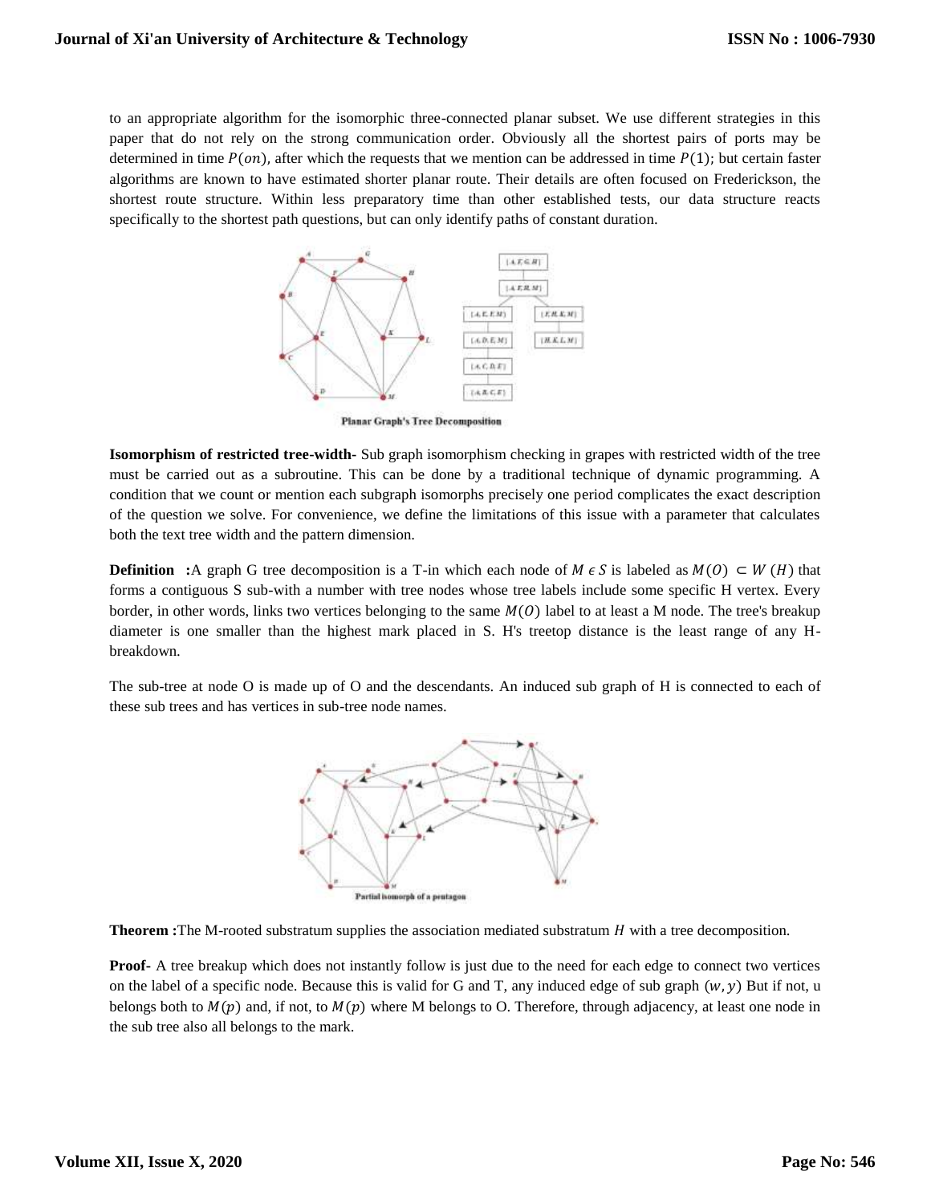to an appropriate algorithm for the isomorphic three-connected planar subset. We use different strategies in this paper that do not rely on the strong communication order. Obviously all the shortest pairs of ports may be determined in time $P(on)$, after which the requests that we mention can be addressed in time $P(1)$; but certain faster algorithms are known to have estimated shorter planar route. Their details are often focused on Frederickson, the shortest route structure. Within less preparatory time than other established tests, our data structure reacts specifically to the shortest path questions, but can only identify paths of constant duration.

Planar Graph's Tree Decomposition

**Isomorphism of restricted tree-width-** Sub graph isomorphism checking in grapes with restricted width of the tree must be carried out as a subroutine. This can be done by a traditional technique of dynamic programming. A condition that we count or mention each subgraph isomorphs precisely one period complicates the exact description of the question we solve. For convenience, we define the limitations of this issue with a parameter that calculates both the text tree width and the pattern dimension.

**Definition :**A graph G tree decomposition is a T-in which each node of $M \epsilon S$ is labeled as $M(O) \subset W(H)$ that forms a contiguous S sub-with a number with tree nodes whose tree labels include some specific H vertex. Every border, in other words, links two vertices belonging to the same $M(O)$ label to at least a M node. The tree's breakup diameter is one smaller than the highest mark placed in S. H's treetop distance is the least range of any H-breakdown.

The sub-tree at node O is made up of O and the descendants. An induced sub graph of H is connected to each of these sub trees and has vertices in sub-tree node names.

Partial isomorph of a pentagon

**Theorem :**The M-rooted substratum supplies the association mediated substratum $H$ with a tree decomposition.

**Proof-** A tree breakup which does not instantly follow is just due to the need for each edge to connect two vertices on the label of a specific node. Because this is valid for G and T, any induced edge of sub graph $(w, y)$ But if not, u belongs both to $M(p)$ and, if not, to $M(p)$ where M belongs to O. Therefore, through adjacency, at least one node in the sub tree also all belongs to the mark.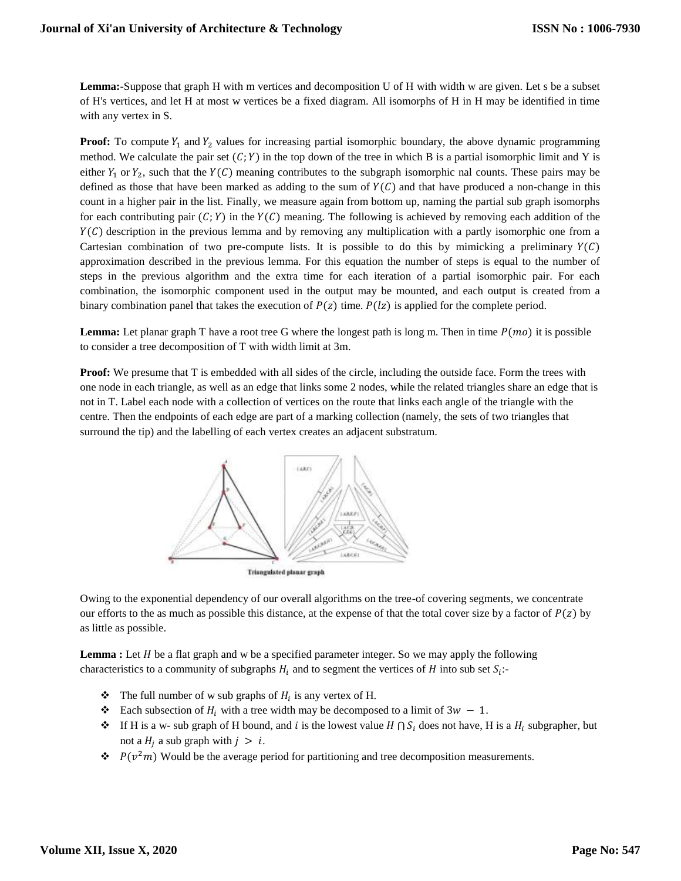**Lemma:-**Suppose that graph H with m vertices and decomposition U of H with width w are given. Let s be a subset of H's vertices, and let H at most w vertices be a fixed diagram. All isomorphs of H in H may be identified in time with any vertex in S.

**Proof:** To compute $Y_1$ and $Y_2$ values for increasing partial isomorphic boundary, the above dynamic programming method. We calculate the pair set $(C; Y)$ in the top down of the tree in which B is a partial isomorphic limit and Y is either $Y_1$ or $Y_2$, such that the $Y(C)$ meaning contributes to the subgraph isomorphic nal counts. These pairs may be defined as those that have been marked as adding to the sum of $Y(C)$ and that have produced a non-change in this count in a higher pair in the list. Finally, we measure again from bottom up, naming the partial sub graph isomorphs for each contributing pair $(C; Y)$ in the $Y(C)$ meaning. The following is achieved by removing each addition of the $Y(C)$ description in the previous lemma and by removing any multiplication with a partly isomorphic one from a Cartesian combination of two pre-compute lists. It is possible to do this by mimicking a preliminary $Y(C)$ approximation described in the previous lemma. For this equation the number of steps is equal to the number of steps in the previous algorithm and the extra time for each iteration of a partial isomorphic pair. For each combination, the isomorphic component used in the output may be mounted, and each output is created from a binary combination panel that takes the execution of $P(z)$ time. $P(lz)$ is applied for the complete period.

**Lemma:** Let planar graph T have a root tree G where the longest path is long m. Then in time $P(mo)$ it is possible to consider a tree decomposition of T with width limit at 3m.

**Proof:** We presume that T is embedded with all sides of the circle, including the outside face. Form the trees with one node in each triangle, as well as an edge that links some 2 nodes, while the related triangles share an edge that is not in T. Label each node with a collection of vertices on the route that links each angle of the triangle with the centre. Then the endpoints of each edge are part of a marking collection (namely, the sets of two triangles that surround the tip) and the labelling of each vertex creates an adjacent substratum.

Triangulated planar graph

Owing to the exponential dependency of our overall algorithms on the tree-of covering segments, we concentrate our efforts to the as much as possible this distance, at the expense of that the total cover size by a factor of $P(z)$ by as little as possible.

**Lemma :** Let $H$ be a flat graph and w be a specified parameter integer. So we may apply the following characteristics to a community of subgraphs $H_i$ and to segment the vertices of $H$ into sub set $S_i$:-

- The full number of w sub graphs of $H_i$ is any vertex of H.
- Each subsection of $H_i$ with a tree width may be decomposed to a limit of $3w - 1$.
- If H is a w- sub graph of H bound, and $i$ is the lowest value $H \cap S_i$ does not have, H is a $H_i$ subgrapher, but not a $H_j$ a sub graph with $j > i$.
- $P(v^2m)$ Would be the average period for partitioning and tree decomposition measurements.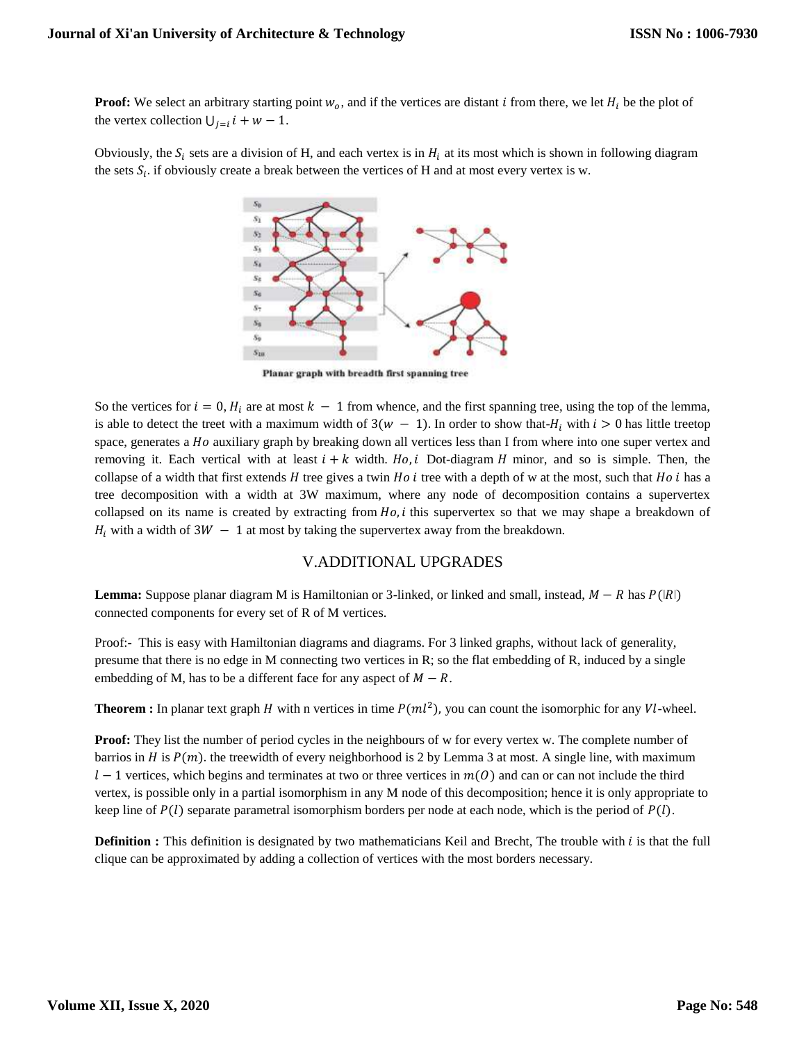**Proof:** We select an arbitrary starting point $w_o$, and if the vertices are distant $i$ from there, we let $H_i$ be the plot of the vertex collection $\bigcup_{j=i} i + w - 1$.

Obviously, the $S_i$ sets are a division of H, and each vertex is in $H_i$ at its most which is shown in following diagram the sets $S_i$. if obviously create a break between the vertices of H and at most every vertex is w.

Planar graph with breadth first spanning tree

So the vertices for $i = 0$, $H_i$ are at most $k - 1$ from whence, and the first spanning tree, using the top of the lemma, is able to detect the treet with a maximum width of $3(w - 1)$. In order to show that-$H_i$ with $i > 0$ has little treetop space, generates a $Ho$ auxiliary graph by breaking down all vertices less than I from where into one super vertex and removing it. Each vertical with at least $i + k$ width. $Ho, i$ Dot-diagram $H$ minor, and so is simple. Then, the collapse of a width that first extends $H$ tree gives a twin $Ho\ i$ tree with a depth of w at the most, such that $Ho\ i$ has a tree decomposition with a width at 3W maximum, where any node of decomposition contains a supervertex collapsed on its name is created by extracting from $Ho, i$ this supervertex so that we may shape a breakdown of $H_i$ with a width of $3W - 1$ at most by taking the supervertex away from the breakdown.

## V.ADDITIONAL UPGRADES

**Lemma:** Suppose planar diagram M is Hamiltonian or 3-linked, or linked and small, instead, $M - R$ has $P(|R|)$ connected components for every set of R of M vertices.

Proof:- This is easy with Hamiltonian diagrams and diagrams. For 3 linked graphs, without lack of generality, presume that there is no edge in M connecting two vertices in R; so the flat embedding of R, induced by a single embedding of M, has to be a different face for any aspect of $M - R$.

**Theorem :** In planar text graph $H$ with n vertices in time $P(ml^2)$, you can count the isomorphic for any $Vl$-wheel.

**Proof:** They list the number of period cycles in the neighbours of w for every vertex w. The complete number of barrios in $H$ is $P(m)$. the treewidth of every neighborhood is 2 by Lemma 3 at most. A single line, with maximum $l - 1$ vertices, which begins and terminates at two or three vertices in $m(O)$ and can or can not include the third vertex, is possible only in a partial isomorphism in any M node of this decomposition; hence it is only appropriate to keep line of $P(l)$ separate parametral isomorphism borders per node at each node, which is the period of $P(l)$.

**Definition :** This definition is designated by two mathematicians Keil and Brecht, The trouble with $i$ is that the full clique can be approximated by adding a collection of vertices with the most borders necessary.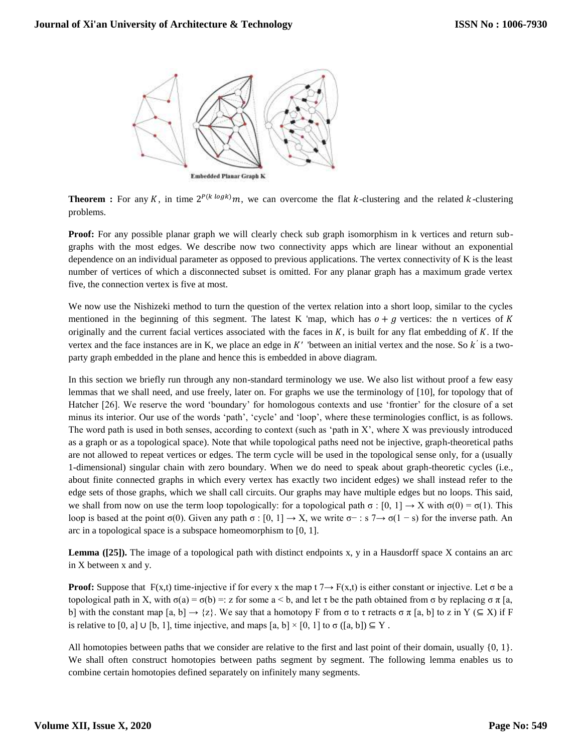Embedded Planar Graph K

**Theorem :** For any $K$, in time $2^{P(k\ logk)}m$, we can overcome the flat $k$-clustering and the related $k$-clustering problems.

**Proof:** For any possible planar graph we will clearly check sub graph isomorphism in k vertices and return sub-graphs with the most edges. We describe now two connectivity apps which are linear without an exponential dependence on an individual parameter as opposed to previous applications. The vertex connectivity of K is the least number of vertices of which a disconnected subset is omitted. For any planar graph has a maximum grade vertex five, the connection vertex is five at most.

We now use the Nishizeki method to turn the question of the vertex relation into a short loop, similar to the cycles mentioned in the beginning of this segment. The latest K 'map, which has $o + g$ vertices: the n vertices of $K$ originally and the current facial vertices associated with the faces in $K$, is built for any flat embedding of $K$. If the vertex and the face instances are in K, we place an edge in $K'$ 'between an initial vertex and the nose. So $k'$ is a two-party graph embedded in the plane and hence this is embedded in above diagram.

In this section we briefly run through any non-standard terminology we use. We also list without proof a few easy lemmas that we shall need, and use freely, later on. For graphs we use the terminology of [10], for topology that of Hatcher [26]. We reserve the word 'boundary' for homologous contexts and use 'frontier' for the closure of a set minus its interior. Our use of the words 'path', 'cycle' and 'loop', where these terminologies conflict, is as follows. The word path is used in both senses, according to context (such as 'path in X', where X was previously introduced as a graph or as a topological space). Note that while topological paths need not be injective, graph-theoretical paths are not allowed to repeat vertices or edges. The term cycle will be used in the topological sense only, for a (usually 1-dimensional) singular chain with zero boundary. When we do need to speak about graph-theoretic cycles (i.e., about finite connected graphs in which every vertex has exactly two incident edges) we shall instead refer to the edge sets of those graphs, which we shall call circuits. Our graphs may have multiple edges but no loops. This said, we shall from now on use the term loop topologically: for a topological path $\sigma : [0, 1] \rightarrow X$ with $\sigma(0) = \sigma(1)$. This loop is based at the point $\sigma(0)$. Given any path $\sigma : [0, 1] \rightarrow X$, we write $\sigma- : s\ 7\rightarrow \sigma(1 - s)$ for the inverse path. An arc in a topological space is a subspace homeomorphism to [0, 1].

**Lemma ([25]).** The image of a topological path with distinct endpoints x, y in a Hausdorff space X contains an arc in X between x and y.

**Proof:** Suppose that $F(x,t)$ time-injective if for every x the map $t\ 7\rightarrow F(x,t)$ is either constant or injective. Let $\sigma$ be a topological path in X, with $\sigma(a) = \sigma(b) =: z$ for some $a < b$, and let $\tau$ be the path obtained from $\sigma$ by replacing $\sigma\ \pi\ [a, b]$ with the constant map $[a, b] \rightarrow \{z\}$. We say that a homotopy F from $\sigma$ to $\tau$ retracts $\sigma\ \pi\ [a, b]$ to z in Y ($\subseteq$ X) if F is relative to $[0, a] \cup [b, 1]$, time injective, and maps $[a, b] \times [0, 1]$ to $\sigma([a, b]) \subseteq Y$ .

All homotopies between paths that we consider are relative to the first and last point of their domain, usually {0, 1}. We shall often construct homotopies between paths segment by segment. The following lemma enables us to combine certain homotopies defined separately on infinitely many segments.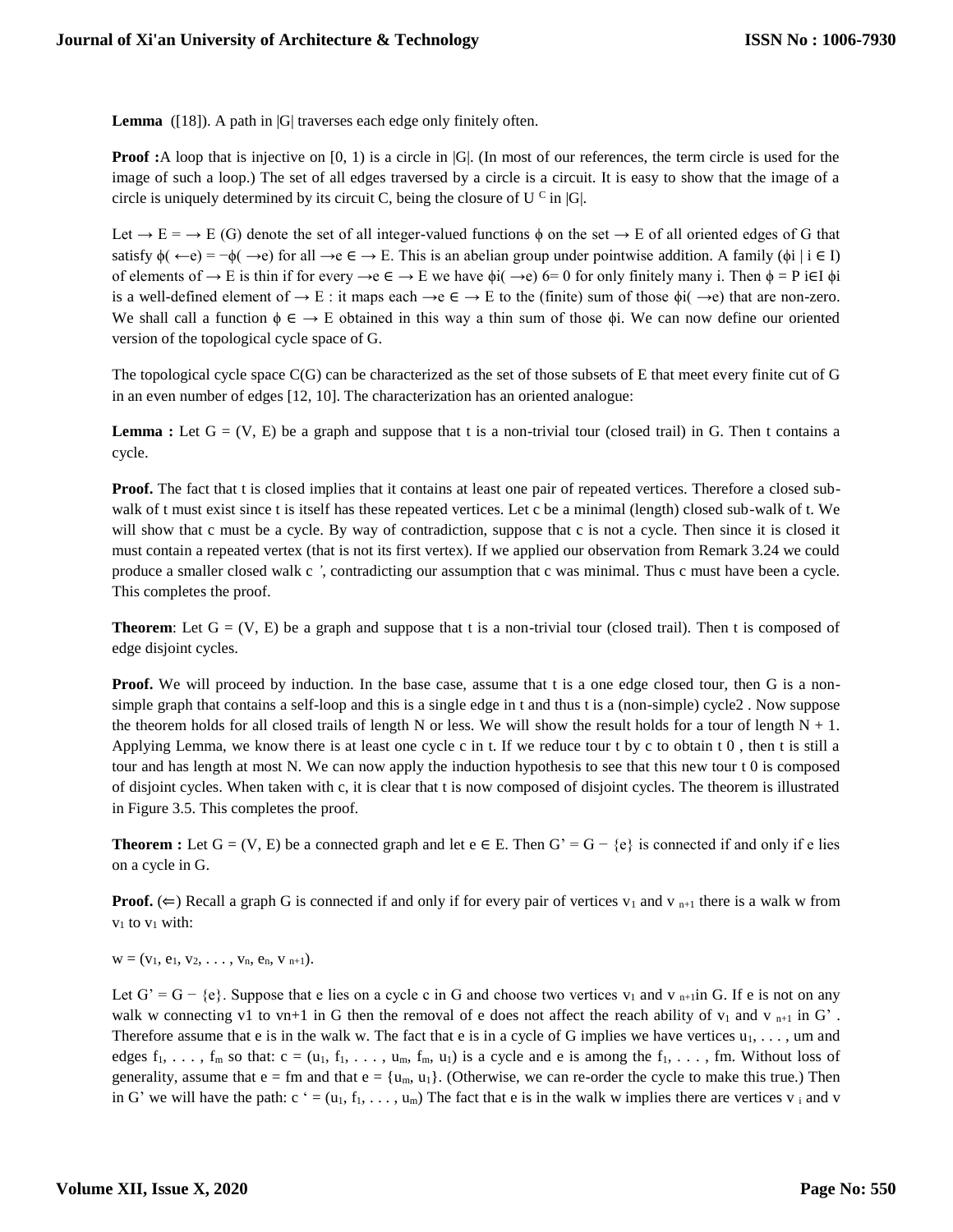**Lemma** ([18]). A path in |G| traverses each edge only finitely often.

**Proof :**A loop that is injective on [0, 1) is a circle in |G|. (In most of our references, the term circle is used for the image of such a loop.) The set of all edges traversed by a circle is a circuit. It is easy to show that the image of a circle is uniquely determined by its circuit C, being the closure of $U^{C}$ in |G|.

Let → E = → E (G) denote the set of all integer-valued functions ϕ on the set → E of all oriented edges of G that satisfy ϕ( ←e) = −ϕ( →e) for all →e ∈ → E. This is an abelian group under pointwise addition. A family (ϕi | i ∈ I) of elements of → E is thin if for every →e ∈ → E we have ϕi( →e) 6= 0 for only finitely many i. Then ϕ = P i∈I ϕi is a well-defined element of → E : it maps each →e ∈ → E to the (finite) sum of those ϕi( →e) that are non-zero. We shall call a function ϕ ∈ → E obtained in this way a thin sum of those ϕi. We can now define our oriented version of the topological cycle space of G.

The topological cycle space C(G) can be characterized as the set of those subsets of E that meet every finite cut of G in an even number of edges [12, 10]. The characterization has an oriented analogue:

**Lemma :** Let G = (V, E) be a graph and suppose that t is a non-trivial tour (closed trail) in G. Then t contains a cycle.

**Proof.** The fact that t is closed implies that it contains at least one pair of repeated vertices. Therefore a closed sub-walk of t must exist since t is itself has these repeated vertices. Let c be a minimal (length) closed sub-walk of t. We will show that c must be a cycle. By way of contradiction, suppose that c is not a cycle. Then since it is closed it must contain a repeated vertex (that is not its first vertex). If we applied our observation from Remark 3.24 we could produce a smaller closed walk c ', contradicting our assumption that c was minimal. Thus c must have been a cycle. This completes the proof.

**Theorem**: Let G = (V, E) be a graph and suppose that t is a non-trivial tour (closed trail). Then t is composed of edge disjoint cycles.

**Proof.** We will proceed by induction. In the base case, assume that t is a one edge closed tour, then G is a non-simple graph that contains a self-loop and this is a single edge in t and thus t is a (non-simple) cycle2 . Now suppose the theorem holds for all closed trails of length N or less. We will show the result holds for a tour of length N + 1. Applying Lemma, we know there is at least one cycle c in t. If we reduce tour t by c to obtain t 0 , then t is still a tour and has length at most N. We can now apply the induction hypothesis to see that this new tour t 0 is composed of disjoint cycles. When taken with c, it is clear that t is now composed of disjoint cycles. The theorem is illustrated in Figure 3.5. This completes the proof.

**Theorem :** Let G = (V, E) be a connected graph and let e ∈ E. Then G' = G − {e} is connected if and only if e lies on a cycle in G.

**Proof.** (⇐) Recall a graph G is connected if and only if for every pair of vertices $v_1$ and $v_{n+1}$ there is a walk w from $v_1$ to $v_1$ with:

$w = (v_1, e_1, v_2, \ldots, v_n, e_n, v_{n+1})$.

Let G' = G − {e}. Suppose that e lies on a cycle c in G and choose two vertices $v_1$ and $v_{n+1}$in G. If e is not on any walk w connecting v1 to vn+1 in G then the removal of e does not affect the reach ability of $v_1$ and $v_{n+1}$ in G' . Therefore assume that e is in the walk w. The fact that e is in a cycle of G implies we have vertices $u_1, \ldots,$ um and edges $f_1, \ldots, f_m$ so that: $c = (u_1, f_1, \ldots, u_m, f_m, u_1)$ is a cycle and e is among the $f_1, \ldots,$ fm. Without loss of generality, assume that e = fm and that $e = \{u_m, u_1\}$. (Otherwise, we can re-order the cycle to make this true.) Then in G' we will have the path: $c' = (u_1, f_1, \ldots, u_m)$ The fact that e is in the walk w implies there are vertices $v_i$ and v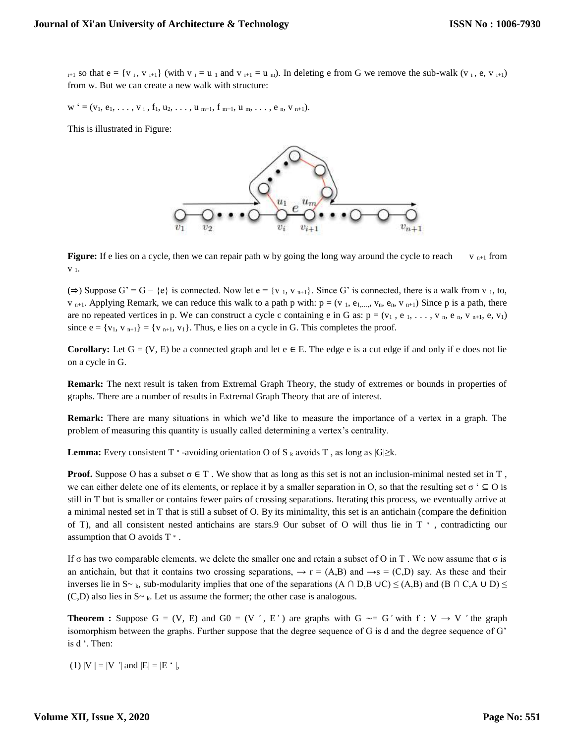$_{i+1}$ so that $e = \{v_i, v_{i+1}\}$ (with $v_i = u_1$ and $v_{i+1} = u_m$). In deleting e from G we remove the sub-walk $(v_i, e, v_{i+1})$ from w. But we can create a new walk with structure:

$w' = (v_1, e_1, \ldots, v_i, f_1, u_2, \ldots, u_{m-1}, f_{m-1}, u_m, \ldots, e_n, v_{n+1})$.

This is illustrated in Figure:

**Figure:** If e lies on a cycle, then we can repair path w by going the long way around the cycle to reach $v_{n+1}$ from $v_1$.

(⇒) Suppose $G' = G - \{e\}$ is connected. Now let $e = \{v_1, v_{n+1}\}$. Since G' is connected, there is a walk from $v_1$, to, $v_{n+1}$. Applying Remark, we can reduce this walk to a path p with: $p = (v_1, e_{1,\ldots,}, v_n, e_n, v_{n+1})$ Since p is a path, there are no repeated vertices in p. We can construct a cycle c containing e in G as: $p = (v_1, e_1, \ldots, v_n, e_n, v_{n+1}, e, v_1)$ since $e = \{v_1, v_{n+1}\} = \{v_{n+1}, v_1\}$. Thus, e lies on a cycle in G. This completes the proof.

**Corollary:** Let $G = (V, E)$ be a connected graph and let $e \in E$. The edge e is a cut edge if and only if e does not lie on a cycle in G.

**Remark:** The next result is taken from Extremal Graph Theory, the study of extremes or bounds in properties of graphs. There are a number of results in Extremal Graph Theory that are of interest.

**Remark:** There are many situations in which we'd like to measure the importance of a vertex in a graph. The problem of measuring this quantity is usually called determining a vertex's centrality.

**Lemma:** Every consistent $T^*$-avoiding orientation O of $S_k$ avoids T , as long as $|G|\geq k$.

**Proof.** Suppose O has a subset $\sigma \in T$ . We show that as long as this set is not an inclusion-minimal nested set in T , we can either delete one of its elements, or replace it by a smaller separation in O, so that the resulting set $\sigma' \subseteq O$ is still in T but is smaller or contains fewer pairs of crossing separations. Iterating this process, we eventually arrive at a minimal nested set in T that is still a subset of O. By its minimality, this set is an antichain (compare the definition of T), and all consistent nested antichains are stars.9 Our subset of O will thus lie in $T^*$, contradicting our assumption that O avoids $T^*$.

If σ has two comparable elements, we delete the smaller one and retain a subset of O in T . We now assume that σ is an antichain, but that it contains two crossing separations, $\rightarrow r = (A,B)$ and $\rightarrow s = (C,D)$ say. As these and their inverses lie in $S\sim_k$, sub-modularity implies that one of the separations $(A \cap D, B \cup C) \leq (A,B)$ and $(B \cap C, A \cup D) \leq (C,D)$ also lies in $S\sim_k$. Let us assume the former; the other case is analogous.

**Theorem :** Suppose $G = (V, E)$ and $G0 = (V', E')$ are graphs with $G \sim= G'$ with $f : V \rightarrow V'$ the graph isomorphism between the graphs. Further suppose that the degree sequence of G is d and the degree sequence of G' is d '. Then:

(1) $|V| = |V'|$ and $|E| = |E'|$,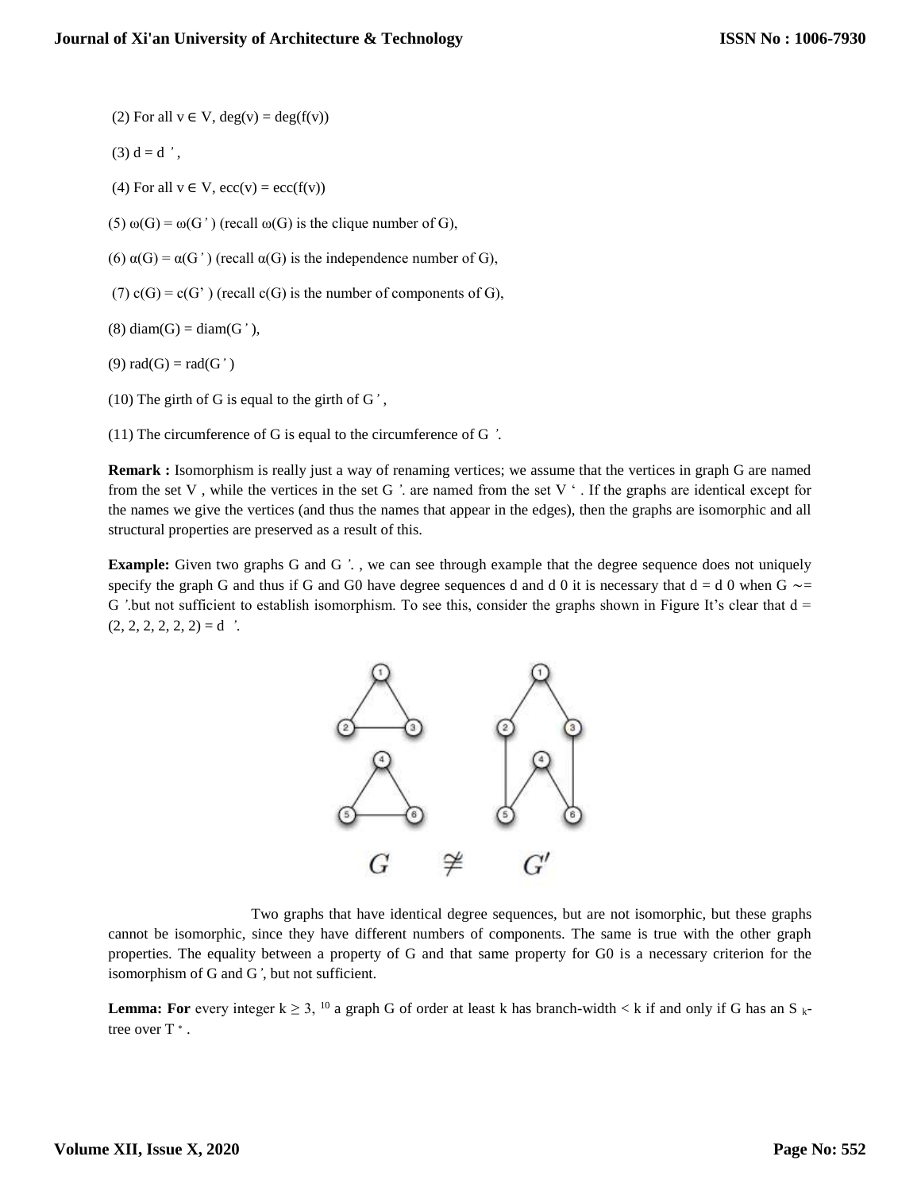(2) For all $v \in V$, $\deg(v) = \deg(f(v))$

(3) $d = d'$,

(4) For all $v \in V$, $ecc(v) = ecc(f(v))$

(5) $\omega(G) = \omega(G')$ (recall $\omega(G)$ is the clique number of G),

(6) $\alpha(G) = \alpha(G')$ (recall $\alpha(G)$ is the independence number of G),

(7) $c(G) = c(G')$ (recall $c(G)$ is the number of components of G),

(8) $diam(G) = diam(G')$,

(9) $rad(G) = rad(G')$

(10) The girth of G is equal to the girth of G',

(11) The circumference of G is equal to the circumference of G'.

**Remark :** Isomorphism is really just a way of renaming vertices; we assume that the vertices in graph G are named from the set V , while the vertices in the set G'. are named from the set V' . If the graphs are identical except for the names we give the vertices (and thus the names that appear in the edges), then the graphs are isomorphic and all structural properties are preserved as a result of this.

**Example:** Given two graphs G and G'. , we can see through example that the degree sequence does not uniquely specify the graph G and thus if G and G0 have degree sequences d and d 0 it is necessary that d = d 0 when G $\cong$ G'.but not sufficient to establish isomorphism. To see this, consider the graphs shown in Figure It's clear that $d = (2, 2, 2, 2, 2, 2) = d'$.

$G \ncong G'$

Two graphs that have identical degree sequences, but are not isomorphic, but these graphs cannot be isomorphic, since they have different numbers of components. The same is true with the other graph properties. The equality between a property of G and that same property for G0 is a necessary criterion for the isomorphism of G and G', but not sufficient.

**Lemma: For** every integer $k \geq 3$, [10] a graph G of order at least k has branch-width < k if and only if G has an $S_k$-tree over $T^*$.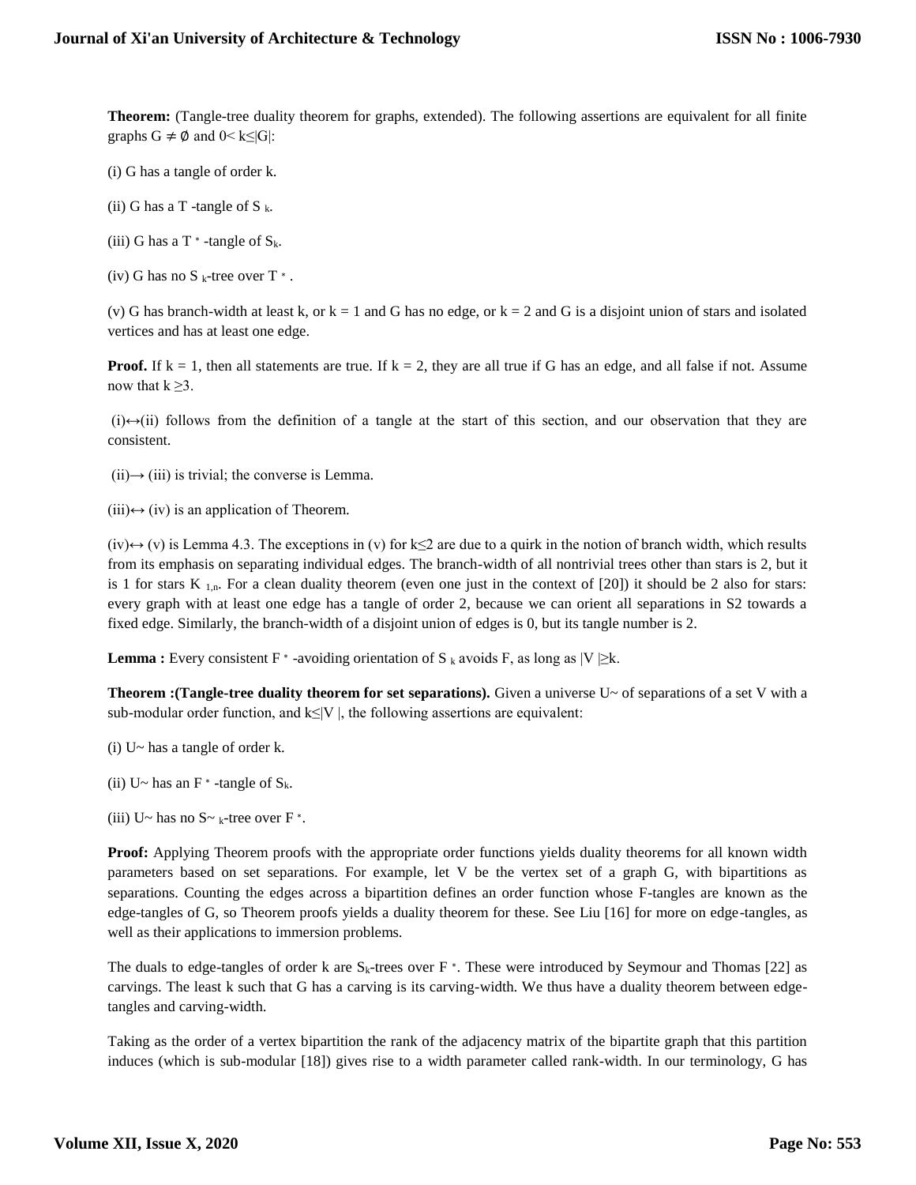**Theorem:** (Tangle-tree duality theorem for graphs, extended). The following assertions are equivalent for all finite graphs $G \neq \emptyset$ and $0 < k \leq |G|$:

(i) G has a tangle of order k.

(ii) G has a T -tangle of $S_k$.

(iii) G has a $T^*$ -tangle of $S_k$.

(iv) G has no $S_k$-tree over $T^*$.

(v) G has branch-width at least k, or k = 1 and G has no edge, or k = 2 and G is a disjoint union of stars and isolated vertices and has at least one edge.

**Proof.** If k = 1, then all statements are true. If k = 2, they are all true if G has an edge, and all false if not. Assume now that $k \geq 3$.

(i)↔(ii) follows from the definition of a tangle at the start of this section, and our observation that they are consistent.

(ii)→ (iii) is trivial; the converse is Lemma.

(iii)↔ (iv) is an application of Theorem.

(iv)↔ (v) is Lemma 4.3. The exceptions in (v) for $k \leq 2$ are due to a quirk in the notion of branch width, which results from its emphasis on separating individual edges. The branch-width of all nontrivial trees other than stars is 2, but it is 1 for stars $K_{1,n}$. For a clean duality theorem (even one just in the context of [20]) it should be 2 also for stars: every graph with at least one edge has a tangle of order 2, because we can orient all separations in S2 towards a fixed edge. Similarly, the branch-width of a disjoint union of edges is 0, but its tangle number is 2.

**Lemma :** Every consistent $F^*$ -avoiding orientation of $S_k$ avoids F, as long as $|V| \geq k$.

**Theorem :(Tangle-tree duality theorem for set separations).** Given a universe U~ of separations of a set V with a sub-modular order function, and $k \leq |V|$, the following assertions are equivalent:

(i) U~ has a tangle of order k.

(ii) U~ has an $F^*$ -tangle of $S_k$.

(iii) U~ has no $S\sim_k$-tree over $F^*$.

**Proof:** Applying Theorem proofs with the appropriate order functions yields duality theorems for all known width parameters based on set separations. For example, let V be the vertex set of a graph G, with bipartitions as separations. Counting the edges across a bipartition defines an order function whose F-tangles are known as the edge-tangles of G, so Theorem proofs yields a duality theorem for these. See Liu [16] for more on edge-tangles, as well as their applications to immersion problems.

The duals to edge-tangles of order k are $S_k$-trees over $F^*$. These were introduced by Seymour and Thomas [22] as carvings. The least k such that G has a carving is its carving-width. We thus have a duality theorem between edge-tangles and carving-width.

Taking as the order of a vertex bipartition the rank of the adjacency matrix of the bipartite graph that this partition induces (which is sub-modular [18]) gives rise to a width parameter called rank-width. In our terminology, G has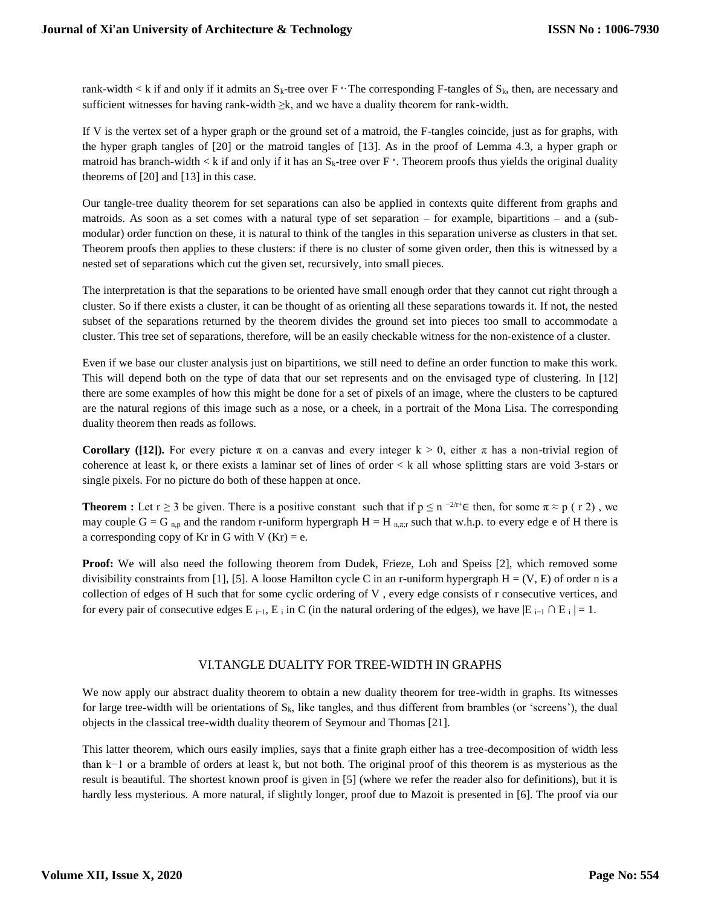rank-width < k if and only if it admits an $S_k$-tree over $F^*$. The corresponding F-tangles of $S_k$, then, are necessary and sufficient witnesses for having rank-width ≥k, and we have a duality theorem for rank-width.

If V is the vertex set of a hyper graph or the ground set of a matroid, the F-tangles coincide, just as for graphs, with the hyper graph tangles of [20] or the matroid tangles of [13]. As in the proof of Lemma 4.3, a hyper graph or matroid has branch-width < k if and only if it has an $S_k$-tree over $F^*$. Theorem proofs thus yields the original duality theorems of [20] and [13] in this case.

Our tangle-tree duality theorem for set separations can also be applied in contexts quite different from graphs and matroids. As soon as a set comes with a natural type of set separation – for example, bipartitions – and a (sub-modular) order function on these, it is natural to think of the tangles in this separation universe as clusters in that set. Theorem proofs then applies to these clusters: if there is no cluster of some given order, then this is witnessed by a nested set of separations which cut the given set, recursively, into small pieces.

The interpretation is that the separations to be oriented have small enough order that they cannot cut right through a cluster. So if there exists a cluster, it can be thought of as orienting all these separations towards it. If not, the nested subset of the separations returned by the theorem divides the ground set into pieces too small to accommodate a cluster. This tree set of separations, therefore, will be an easily checkable witness for the non-existence of a cluster.

Even if we base our cluster analysis just on bipartitions, we still need to define an order function to make this work. This will depend both on the type of data that our set represents and on the envisaged type of clustering. In [12] there are some examples of how this might be done for a set of pixels of an image, where the clusters to be captured are the natural regions of this image such as a nose, or a cheek, in a portrait of the Mona Lisa. The corresponding duality theorem then reads as follows.

**Corollary ([12]).** For every picture π on a canvas and every integer k > 0, either π has a non-trivial region of coherence at least k, or there exists a laminar set of lines of order < k all whose splitting stars are void 3-stars or single pixels. For no picture do both of these happen at once.

**Theorem :** Let $r \geq 3$ be given. There is a positive constant such that if $p \leq n^{-2/r+\epsilon}$ then, for some $\pi \approx p\,(r\,2)$, we may couple $G = G_{n,p}$ and the random r-uniform hypergraph $H = H_{n,\pi;r}$ such that w.h.p. to every edge e of H there is a corresponding copy of Kr in G with V (Kr) = e.

**Proof:** We will also need the following theorem from Dudek, Frieze, Loh and Speiss [2], which removed some divisibility constraints from [1], [5]. A loose Hamilton cycle C in an r-uniform hypergraph H = (V, E) of order n is a collection of edges of H such that for some cyclic ordering of V , every edge consists of r consecutive vertices, and for every pair of consecutive edges $E_{i-1}$, $E_i$ in C (in the natural ordering of the edges), we have $|E_{i-1} \cap E_i| = 1$.

## VI.TANGLE DUALITY FOR TREE-WIDTH IN GRAPHS

We now apply our abstract duality theorem to obtain a new duality theorem for tree-width in graphs. Its witnesses for large tree-width will be orientations of $S_k$, like tangles, and thus different from brambles (or 'screens'), the dual objects in the classical tree-width duality theorem of Seymour and Thomas [21].

This latter theorem, which ours easily implies, says that a finite graph either has a tree-decomposition of width less than k−1 or a bramble of orders at least k, but not both. The original proof of this theorem is as mysterious as the result is beautiful. The shortest known proof is given in [5] (where we refer the reader also for definitions), but it is hardly less mysterious. A more natural, if slightly longer, proof due to Mazoit is presented in [6]. The proof via our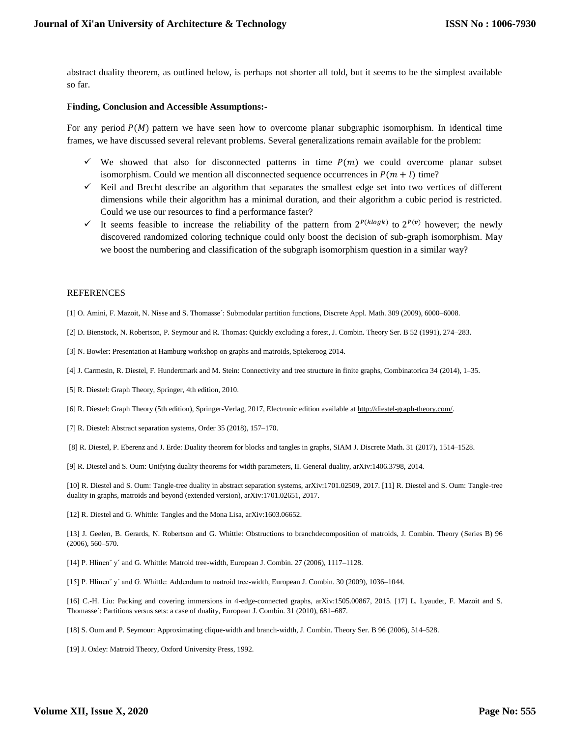abstract duality theorem, as outlined below, is perhaps not shorter all told, but it seems to be the simplest available so far.

**Finding, Conclusion and Accessible Assumptions:-**

For any period $P(M)$ pattern we have seen how to overcome planar subgraphic isomorphism. In identical time frames, we have discussed several relevant problems. Several generalizations remain available for the problem:

- ✓ We showed that also for disconnected patterns in time $P(m)$ we could overcome planar subset isomorphism. Could we mention all disconnected sequence occurrences in $P(m + l)$ time?
- ✓ Keil and Brecht describe an algorithm that separates the smallest edge set into two vertices of different dimensions while their algorithm has a minimal duration, and their algorithm a cubic period is restricted. Could we use our resources to find a performance faster?
- ✓ It seems feasible to increase the reliability of the pattern from $2^{P(klogk)}$ to $2^{P(v)}$ however; the newly discovered randomized coloring technique could only boost the decision of sub-graph isomorphism. May we boost the numbering and classification of the subgraph isomorphism question in a similar way?

REFERENCES

[1] O. Amini, F. Mazoit, N. Nisse and S. Thomasse´: Submodular partition functions, Discrete Appl. Math. 309 (2009), 6000–6008.

[2] D. Bienstock, N. Robertson, P. Seymour and R. Thomas: Quickly excluding a forest, J. Combin. Theory Ser. B 52 (1991), 274–283.

[3] N. Bowler: Presentation at Hamburg workshop on graphs and matroids, Spiekeroog 2014.

[4] J. Carmesin, R. Diestel, F. Hundertmark and M. Stein: Connectivity and tree structure in finite graphs, Combinatorica 34 (2014), 1–35.

[5] R. Diestel: Graph Theory, Springer, 4th edition, 2010.

[6] R. Diestel: Graph Theory (5th edition), Springer-Verlag, 2017, Electronic edition available at http://diestel-graph-theory.com/.

[7] R. Diestel: Abstract separation systems, Order 35 (2018), 157–170.

[8] R. Diestel, P. Eberenz and J. Erde: Duality theorem for blocks and tangles in graphs, SIAM J. Discrete Math. 31 (2017), 1514–1528.

[9] R. Diestel and S. Oum: Unifying duality theorems for width parameters, II. General duality, arXiv:1406.3798, 2014.

[10] R. Diestel and S. Oum: Tangle-tree duality in abstract separation systems, arXiv:1701.02509, 2017. [11] R. Diestel and S. Oum: Tangle-tree duality in graphs, matroids and beyond (extended version), arXiv:1701.02651, 2017.

[12] R. Diestel and G. Whittle: Tangles and the Mona Lisa, arXiv:1603.06652.

[13] J. Geelen, B. Gerards, N. Robertson and G. Whittle: Obstructions to branchdecomposition of matroids, J. Combin. Theory (Series B) 96 (2006), 560–570.

[14] P. Hlinenˇ y´ and G. Whittle: Matroid tree-width, European J. Combin. 27 (2006), 1117–1128.

[15] P. Hlinenˇ y´ and G. Whittle: Addendum to matroid tree-width, European J. Combin. 30 (2009), 1036–1044.

[16] C.-H. Liu: Packing and covering immersions in 4-edge-connected graphs, arXiv:1505.00867, 2015. [17] L. Lyaudet, F. Mazoit and S. Thomasse´: Partitions versus sets: a case of duality, European J. Combin. 31 (2010), 681–687.

[18] S. Oum and P. Seymour: Approximating clique-width and branch-width, J. Combin. Theory Ser. B 96 (2006), 514–528.

[19] J. Oxley: Matroid Theory, Oxford University Press, 1992.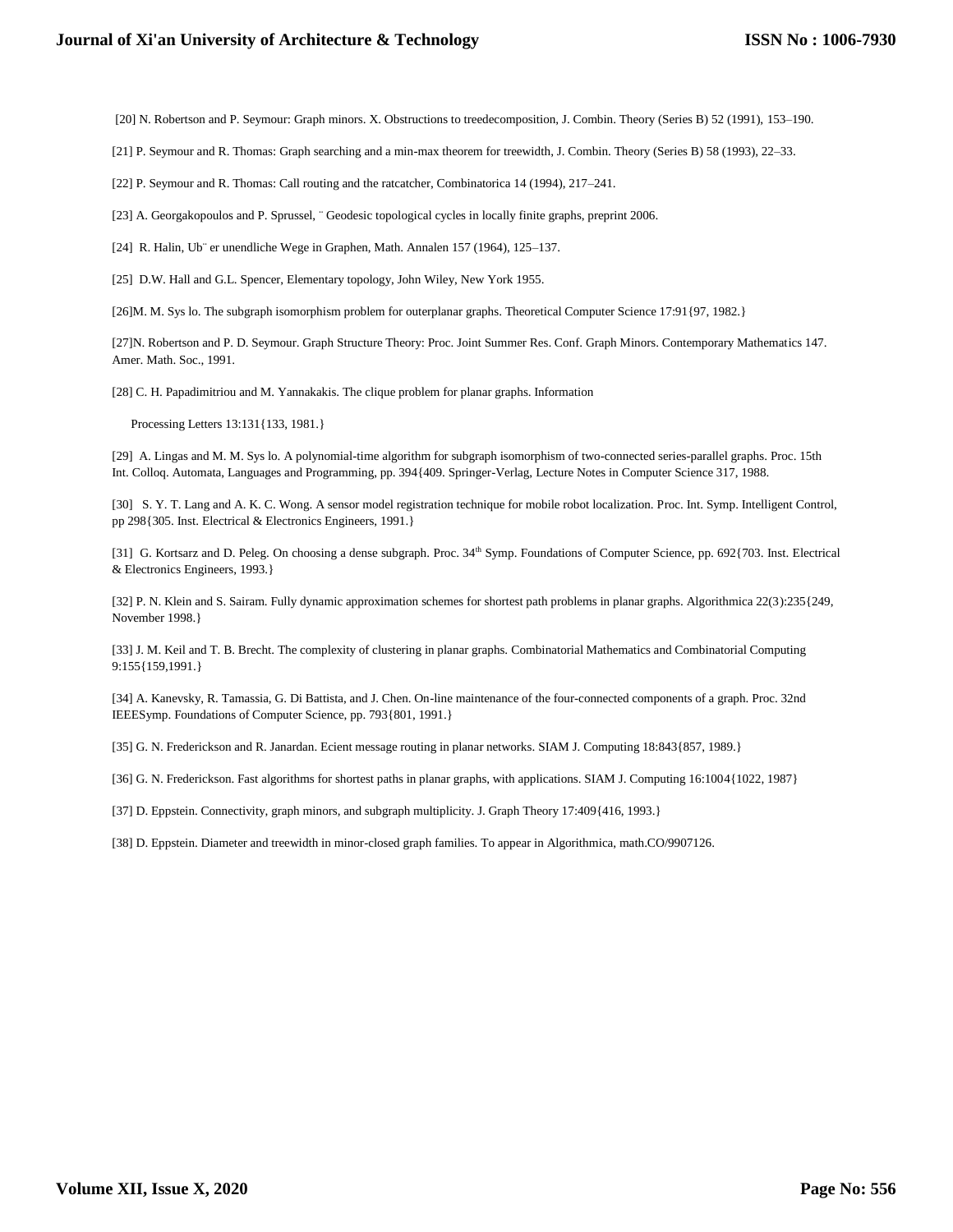[20] N. Robertson and P. Seymour: Graph minors. X. Obstructions to treedecomposition, J. Combin. Theory (Series B) 52 (1991), 153–190.

[21] P. Seymour and R. Thomas: Graph searching and a min-max theorem for treewidth, J. Combin. Theory (Series B) 58 (1993), 22–33.

[22] P. Seymour and R. Thomas: Call routing and the ratcatcher, Combinatorica 14 (1994), 217–241.

[23] A. Georgakopoulos and P. Sprussel, ¨ Geodesic topological cycles in locally finite graphs, preprint 2006.

[24] R. Halin, Ub¨ er unendliche Wege in Graphen, Math. Annalen 157 (1964), 125–137.

[25] D.W. Hall and G.L. Spencer, Elementary topology, John Wiley, New York 1955.

[26]M. M. Sys lo. The subgraph isomorphism problem for outerplanar graphs. Theoretical Computer Science 17:91{97, 1982.}

[27]N. Robertson and P. D. Seymour. Graph Structure Theory: Proc. Joint Summer Res. Conf. Graph Minors. Contemporary Mathematics 147. Amer. Math. Soc., 1991.

[28] C. H. Papadimitriou and M. Yannakakis. The clique problem for planar graphs. Information

Processing Letters 13:131{133, 1981.}

[29] A. Lingas and M. M. Sys lo. A polynomial-time algorithm for subgraph isomorphism of two-connected series-parallel graphs. Proc. 15th Int. Colloq. Automata, Languages and Programming, pp. 394{409. Springer-Verlag, Lecture Notes in Computer Science 317, 1988.

[30] S. Y. T. Lang and A. K. C. Wong. A sensor model registration technique for mobile robot localization. Proc. Int. Symp. Intelligent Control, pp 298{305. Inst. Electrical & Electronics Engineers, 1991.}

[31] G. Kortsarz and D. Peleg. On choosing a dense subgraph. Proc. 34th Symp. Foundations of Computer Science, pp. 692{703. Inst. Electrical & Electronics Engineers, 1993.}

[32] P. N. Klein and S. Sairam. Fully dynamic approximation schemes for shortest path problems in planar graphs. Algorithmica 22(3):235{249, November 1998.}

[33] J. M. Keil and T. B. Brecht. The complexity of clustering in planar graphs. Combinatorial Mathematics and Combinatorial Computing 9:155{159,1991.}

[34] A. Kanevsky, R. Tamassia, G. Di Battista, and J. Chen. On-line maintenance of the four-connected components of a graph. Proc. 32nd IEEESymp. Foundations of Computer Science, pp. 793{801, 1991.}

[35] G. N. Frederickson and R. Janardan. Ecient message routing in planar networks. SIAM J. Computing 18:843{857, 1989.}

[36] G. N. Frederickson. Fast algorithms for shortest paths in planar graphs, with applications. SIAM J. Computing 16:1004{1022, 1987}

[37] D. Eppstein. Connectivity, graph minors, and subgraph multiplicity. J. Graph Theory 17:409{416, 1993.}

[38] D. Eppstein. Diameter and treewidth in minor-closed graph families. To appear in Algorithmica, math.CO/9907126.